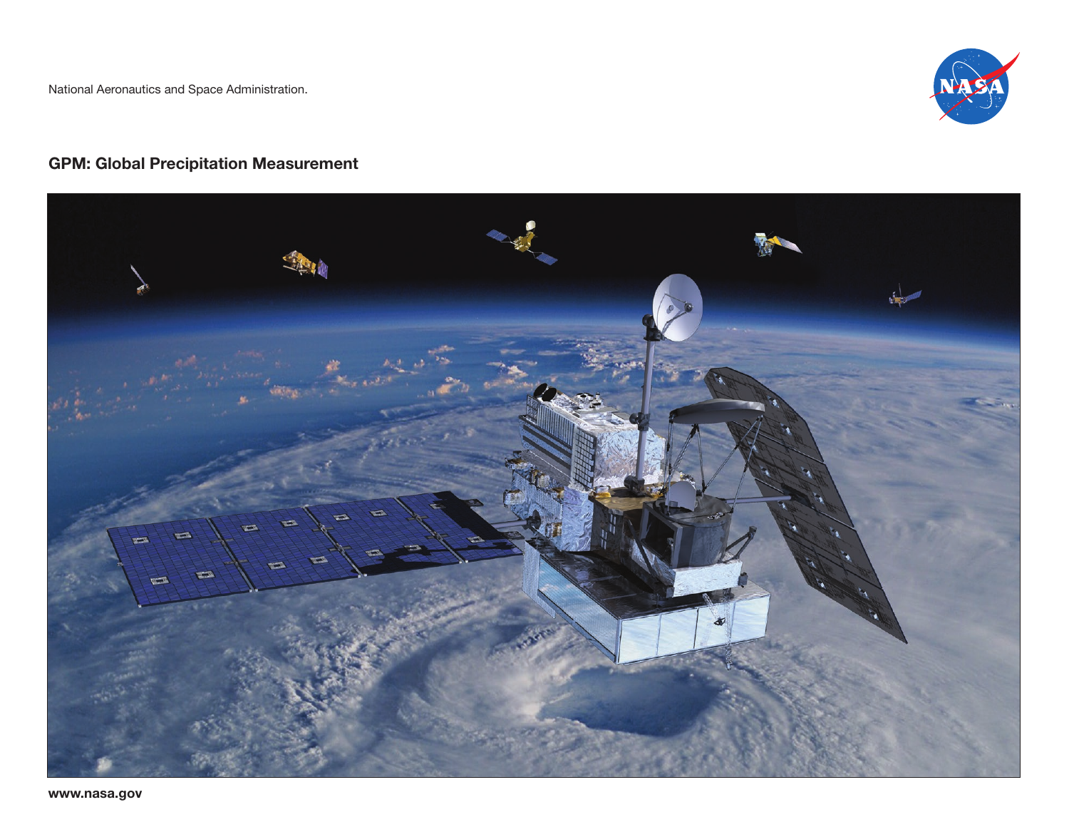National Aeronautics and Space Administration.

## GPM: Global Precipitation Measurement

www.nasa.gov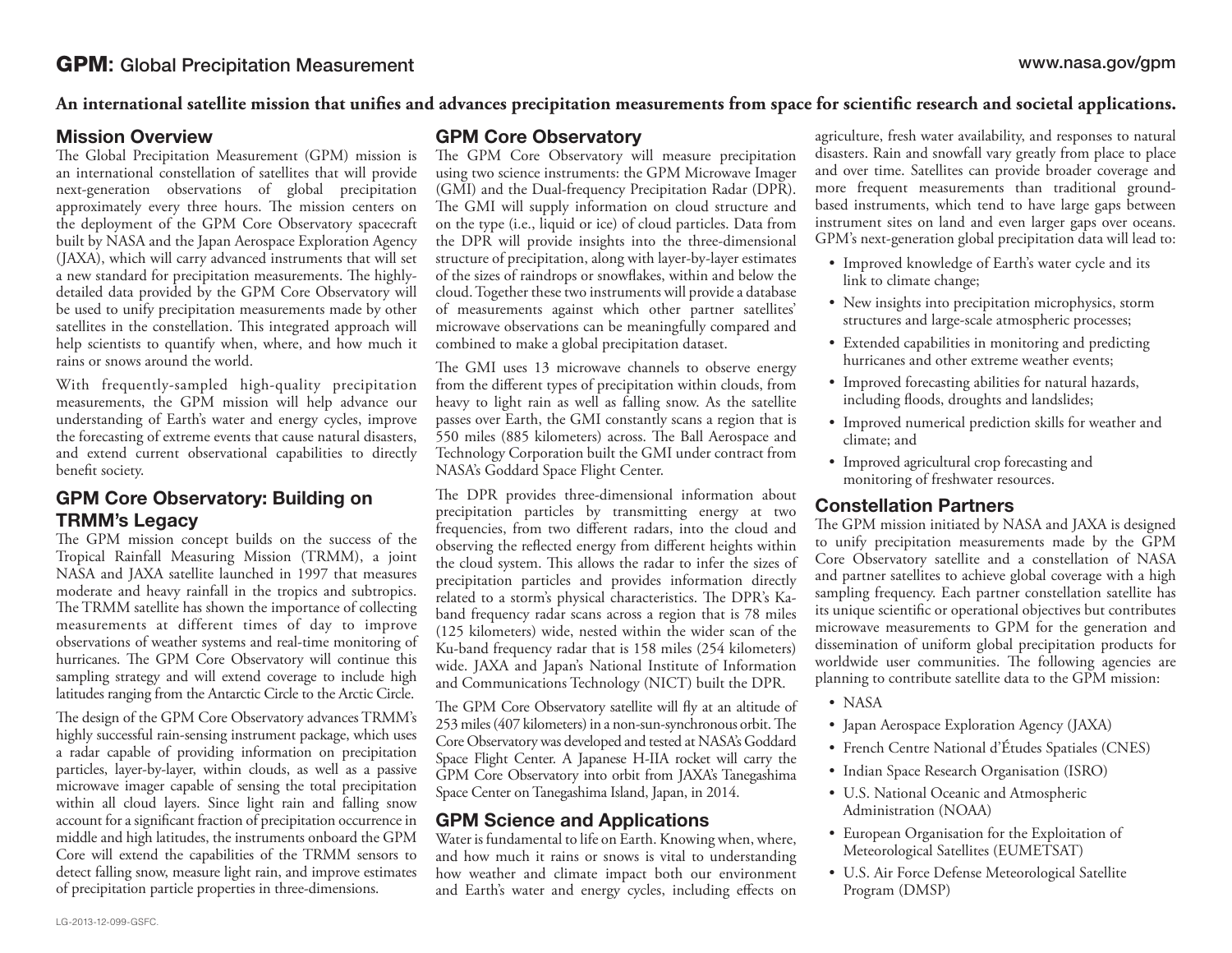# GPM: Global Precipitation Measurement

www.nasa.gov/gpm

**An international satellite mission that unifies and advances precipitation measurements from space for scientific research and societal applications.**

## Mission Overview

The Global Precipitation Measurement (GPM) mission is an international constellation of satellites that will provide next-generation observations of global precipitation approximately every three hours. The mission centers on the deployment of the GPM Core Observatory spacecraft built by NASA and the Japan Aerospace Exploration Agency (JAXA), which will carry advanced instruments that will set a new standard for precipitation measurements. The highly-detailed data provided by the GPM Core Observatory will be used to unify precipitation measurements made by other satellites in the constellation. This integrated approach will help scientists to quantify when, where, and how much it rains or snows around the world.

With frequently-sampled high-quality precipitation measurements, the GPM mission will help advance our understanding of Earth's water and energy cycles, improve the forecasting of extreme events that cause natural disasters, and extend current observational capabilities to directly benefit society.

## GPM Core Observatory: Building on TRMM's Legacy

The GPM mission concept builds on the success of the Tropical Rainfall Measuring Mission (TRMM), a joint NASA and JAXA satellite launched in 1997 that measures moderate and heavy rainfall in the tropics and subtropics. The TRMM satellite has shown the importance of collecting measurements at different times of day to improve observations of weather systems and real-time monitoring of hurricanes. The GPM Core Observatory will continue this sampling strategy and will extend coverage to include high latitudes ranging from the Antarctic Circle to the Arctic Circle.

The design of the GPM Core Observatory advances TRMM's highly successful rain-sensing instrument package, which uses a radar capable of providing information on precipitation particles, layer-by-layer, within clouds, as well as a passive microwave imager capable of sensing the total precipitation within all cloud layers. Since light rain and falling snow account for a significant fraction of precipitation occurrence in middle and high latitudes, the instruments onboard the GPM Core will extend the capabilities of the TRMM sensors to detect falling snow, measure light rain, and improve estimates of precipitation particle properties in three-dimensions.

## GPM Core Observatory

The GPM Core Observatory will measure precipitation using two science instruments: the GPM Microwave Imager (GMI) and the Dual-frequency Precipitation Radar (DPR). The GMI will supply information on cloud structure and on the type (i.e., liquid or ice) of cloud particles. Data from the DPR will provide insights into the three-dimensional structure of precipitation, along with layer-by-layer estimates of the sizes of raindrops or snowflakes, within and below the cloud. Together these two instruments will provide a database of measurements against which other partner satellites' microwave observations can be meaningfully compared and combined to make a global precipitation dataset.

The GMI uses 13 microwave channels to observe energy from the different types of precipitation within clouds, from heavy to light rain as well as falling snow. As the satellite passes over Earth, the GMI constantly scans a region that is 550 miles (885 kilometers) across. The Ball Aerospace and Technology Corporation built the GMI under contract from NASA's Goddard Space Flight Center.

The DPR provides three-dimensional information about precipitation particles by transmitting energy at two frequencies, from two different radars, into the cloud and observing the reflected energy from different heights within the cloud system. This allows the radar to infer the sizes of precipitation particles and provides information directly related to a storm's physical characteristics. The DPR's Ka-band frequency radar scans across a region that is 78 miles (125 kilometers) wide, nested within the wider scan of the Ku-band frequency radar that is 158 miles (254 kilometers) wide. JAXA and Japan's National Institute of Information and Communications Technology (NICT) built the DPR.

The GPM Core Observatory satellite will fly at an altitude of 253 miles (407 kilometers) in a non-sun-synchronous orbit. The Core Observatory was developed and tested at NASA's Goddard Space Flight Center. A Japanese H-IIA rocket will carry the GPM Core Observatory into orbit from JAXA's Tanegashima Space Center on Tanegashima Island, Japan, in 2014.

## GPM Science and Applications

Water is fundamental to life on Earth. Knowing when, where, and how much it rains or snows is vital to understanding how weather and climate impact both our environment and Earth's water and energy cycles, including effects on agriculture, fresh water availability, and responses to natural disasters. Rain and snowfall vary greatly from place to place and over time. Satellites can provide broader coverage and more frequent measurements than traditional ground-based instruments, which tend to have large gaps between instrument sites on land and even larger gaps over oceans. GPM's next-generation global precipitation data will lead to:

- Improved knowledge of Earth's water cycle and its link to climate change;
- New insights into precipitation microphysics, storm structures and large-scale atmospheric processes;
- Extended capabilities in monitoring and predicting hurricanes and other extreme weather events;
- Improved forecasting abilities for natural hazards, including floods, droughts and landslides;
- Improved numerical prediction skills for weather and climate; and
- Improved agricultural crop forecasting and monitoring of freshwater resources.

## Constellation Partners

The GPM mission initiated by NASA and JAXA is designed to unify precipitation measurements made by the GPM Core Observatory satellite and a constellation of NASA and partner satellites to achieve global coverage with a high sampling frequency. Each partner constellation satellite has its unique scientific or operational objectives but contributes microwave measurements to GPM for the generation and dissemination of uniform global precipitation products for worldwide user communities. The following agencies are planning to contribute satellite data to the GPM mission:

- NASA
- Japan Aerospace Exploration Agency (JAXA)
- French Centre National d'Études Spatiales (CNES)
- Indian Space Research Organisation (ISRO)
- U.S. National Oceanic and Atmospheric Administration (NOAA)
- European Organisation for the Exploitation of Meteorological Satellites (EUMETSAT)
- U.S. Air Force Defense Meteorological Satellite Program (DMSP)

LG-2013-12-099-GSFC.